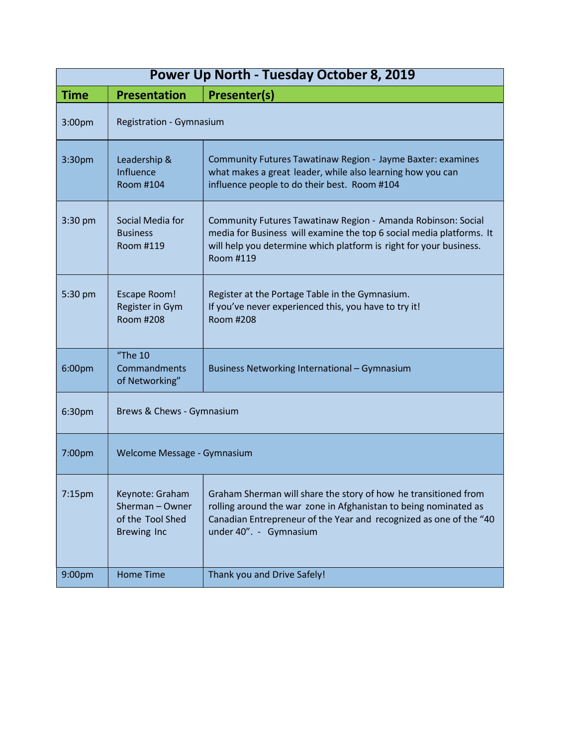| Power Up North - Tuesday October 8, 2019 | | |
|---|---|---|
| **Time** | **Presentation** | **Presenter(s)** |
| 3:00pm | Registration - Gymnasium | |
| 3:30pm | Leadership & Influence Room #104 | Community Futures Tawatinaw Region - Jayme Baxter: examines what makes a great leader, while also learning how you can influence people to do their best. Room #104 |
| 3:30 pm | Social Media for Business Room #119 | Community Futures Tawatinaw Region - Amanda Robinson: Social media for Business will examine the top 6 social media platforms. It will help you determine which platform is right for your business. Room #119 |
| 5:30 pm | Escape Room! Register in Gym Room #208 | Register at the Portage Table in the Gymnasium. If you've never experienced this, you have to try it! Room #208 |
| 6:00pm | "The 10 Commandments of Networking" | Business Networking International – Gymnasium |
| 6:30pm | Brews & Chews - Gymnasium | |
| 7:00pm | Welcome Message - Gymnasium | |
| 7:15pm | Keynote: Graham Sherman – Owner of the Tool Shed Brewing Inc | Graham Sherman will share the story of how he transitioned from rolling around the war zone in Afghanistan to being nominated as Canadian Entrepreneur of the Year and recognized as one of the "40 under 40". - Gymnasium |
| 9:00pm | Home Time | Thank you and Drive Safely! |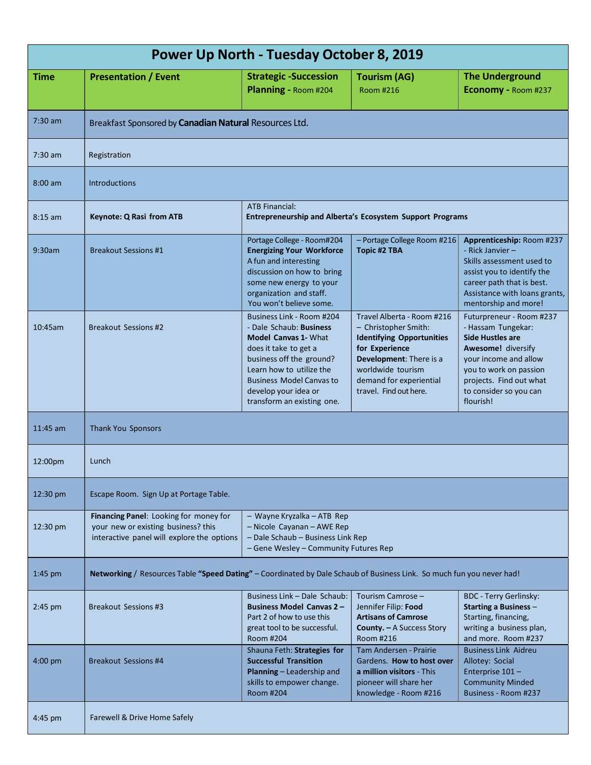# Power Up North - Tuesday October 8, 2019

| Time | Presentation / Event | Strategic -Succession Planning - Room #204 | Tourism (AG) Room #216 | The Underground Economy - Room #237 |
|---|---|---|---|---|
| 7:30 am | Breakfast Sponsored by **Canadian Natural** Resources Ltd. | | | |
| 7:30 am | Registration | | | |
| 8:00 am | Introductions | | | |
| 8:15 am | **Keynote: Q Rasi from ATB** | ATB Financial: **Entrepreneurship and Alberta's Ecosystem Support Programs** | | |
| 9:30am | Breakout Sessions #1 | Portage College - Room#204 **Energizing Your Workforce** A fun and interesting discussion on how to bring some new energy to your organization and staff. You won't believe some. | – Portage College Room #216 **Topic #2 TBA** | **Apprenticeship:** Room #237 - Rick Janvier – Skills assessment used to assist you to identify the career path that is best. Assistance with loans grants, mentorship and more! |
| 10:45am | Breakout Sessions #2 | Business Link - Room #204 - Dale Schaub: **Business Model Canvas 1-** What does it take to get a business off the ground? Learn how to utilize the Business Model Canvas to develop your idea or transform an existing one. | Travel Alberta - Room #216 – Christopher Smith: **Identifying Opportunities for Experience Development**: There is a worldwide tourism demand for experiential travel. Find out here. | Futurpreneur - Room #237 - Hassam Tungekar: **Side Hustles are Awesome!** diversify your income and allow you to work on passion projects. Find out what to consider so you can flourish! |
| 11:45 am | Thank You Sponsors | | | |
| 12:00pm | Lunch | | | |
| 12:30 pm | Escape Room. Sign Up at Portage Table. | | | |
| 12:30 pm | **Financing Panel**: Looking for money for your new or existing business? this interactive panel will explore the options | – Wayne Kryzalka – ATB Rep<br>– Nicole Cayanan – AWE Rep<br>– Dale Schaub – Business Link Rep<br>– Gene Wesley – Community Futures Rep | | |
| 1:45 pm | **Networking** / Resources Table **"Speed Dating"** – Coordinated by Dale Schaub of Business Link. So much fun you never had! | | | |
| 2:45 pm | Breakout Sessions #3 | Business Link – Dale Schaub: **Business Model Canvas 2 –** Part 2 of how to use this great tool to be successful. Room #204 | Tourism Camrose – Jennifer Filip: **Food Artisans of Camrose County. –** A Success Story Room #216 | BDC - Terry Gerlinsky: **Starting a Business** – Starting, financing, writing a business plan, and more. Room #237 |
| 4:00 pm | Breakout Sessions #4 | Shauna Feth: **Strategies for Successful Transition Planning** – Leadership and skills to empower change. Room #204 | Tam Andersen - Prairie Gardens. **How to host over a million visitors** - This pioneer will share her knowledge - Room #216 | Business Link Aidreu Allotey: Social Enterprise 101 – Community Minded Business - Room #237 |
| 4:45 pm | Farewell & Drive Home Safely | | | |